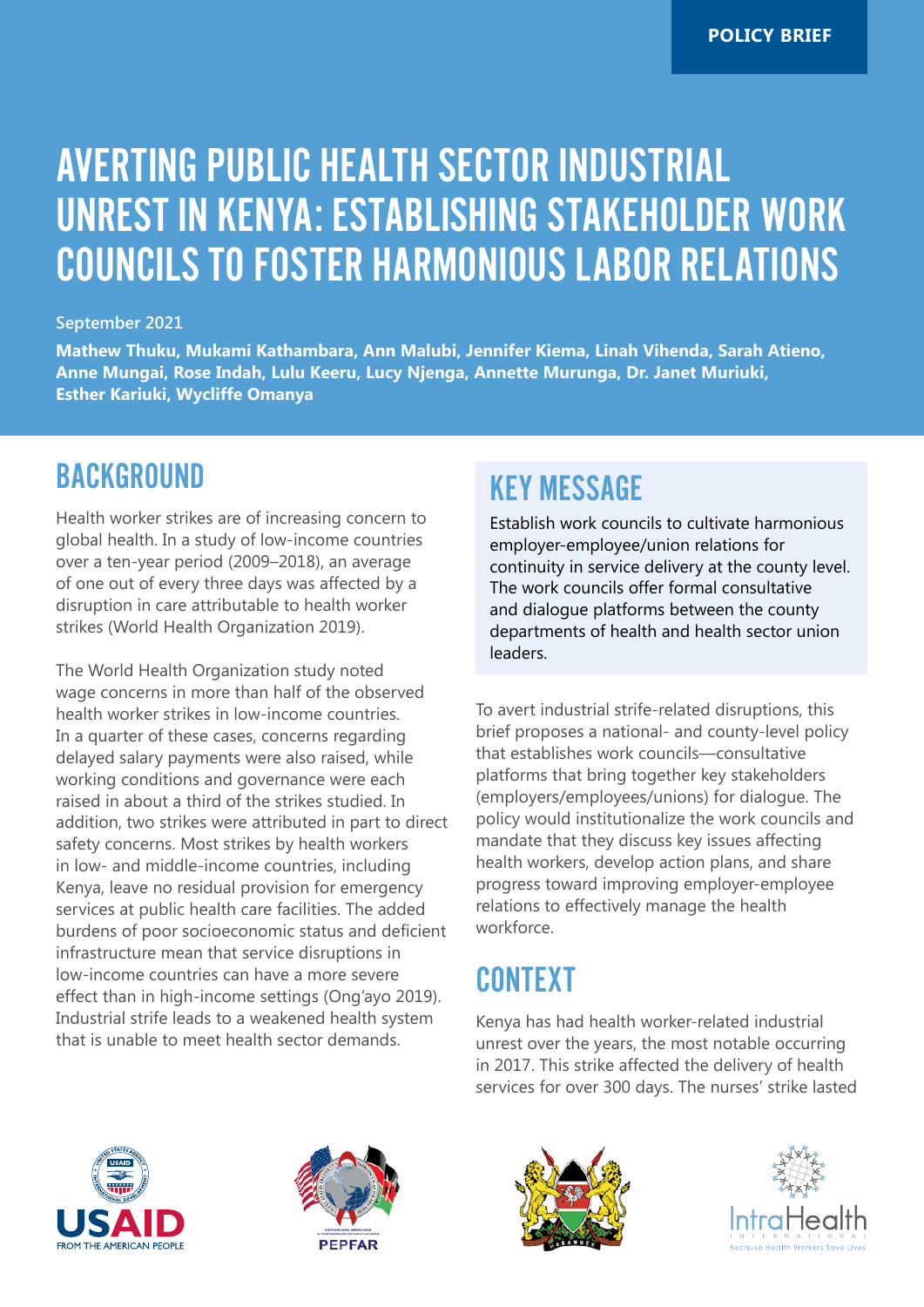POLICY BRIEF

# AVERTING PUBLIC HEALTH SECTOR INDUSTRIAL UNREST IN KENYA: ESTABLISHING STAKEHOLDER WORK COUNCILS TO FOSTER HARMONIOUS LABOR RELATIONS

September 2021

**Mathew Thuku, Mukami Kathambara, Ann Malubi, Jennifer Kiema, Linah Vihenda, Sarah Atieno, Anne Mungai, Rose Indah, Lulu Keeru, Lucy Njenga, Annette Murunga, Dr. Janet Muriuki, Esther Kariuki, Wycliffe Omanya**

## BACKGROUND

Health worker strikes are of increasing concern to global health. In a study of low-income countries over a ten-year period (2009–2018), an average of one out of every three days was affected by a disruption in care attributable to health worker strikes (World Health Organization 2019).

The World Health Organization study noted wage concerns in more than half of the observed health worker strikes in low-income countries. In a quarter of these cases, concerns regarding delayed salary payments were also raised, while working conditions and governance were each raised in about a third of the strikes studied. In addition, two strikes were attributed in part to direct safety concerns. Most strikes by health workers in low- and middle-income countries, including Kenya, leave no residual provision for emergency services at public health care facilities. The added burdens of poor socioeconomic status and deficient infrastructure mean that service disruptions in low-income countries can have a more severe effect than in high-income settings (Ong'ayo 2019). Industrial strife leads to a weakened health system that is unable to meet health sector demands.

## KEY MESSAGE

Establish work councils to cultivate harmonious employer-employee/union relations for continuity in service delivery at the county level. The work councils offer formal consultative and dialogue platforms between the county departments of health and health sector union leaders.

To avert industrial strife-related disruptions, this brief proposes a national- and county-level policy that establishes work councils—consultative platforms that bring together key stakeholders (employers/employees/unions) for dialogue. The policy would institutionalize the work councils and mandate that they discuss key issues affecting health workers, develop action plans, and share progress toward improving employer-employee relations to effectively manage the health workforce.

## CONTEXT

Kenya has had health worker-related industrial unrest over the years, the most notable occurring in 2017. This strike affected the delivery of health services for over 300 days. The nurses' strike lasted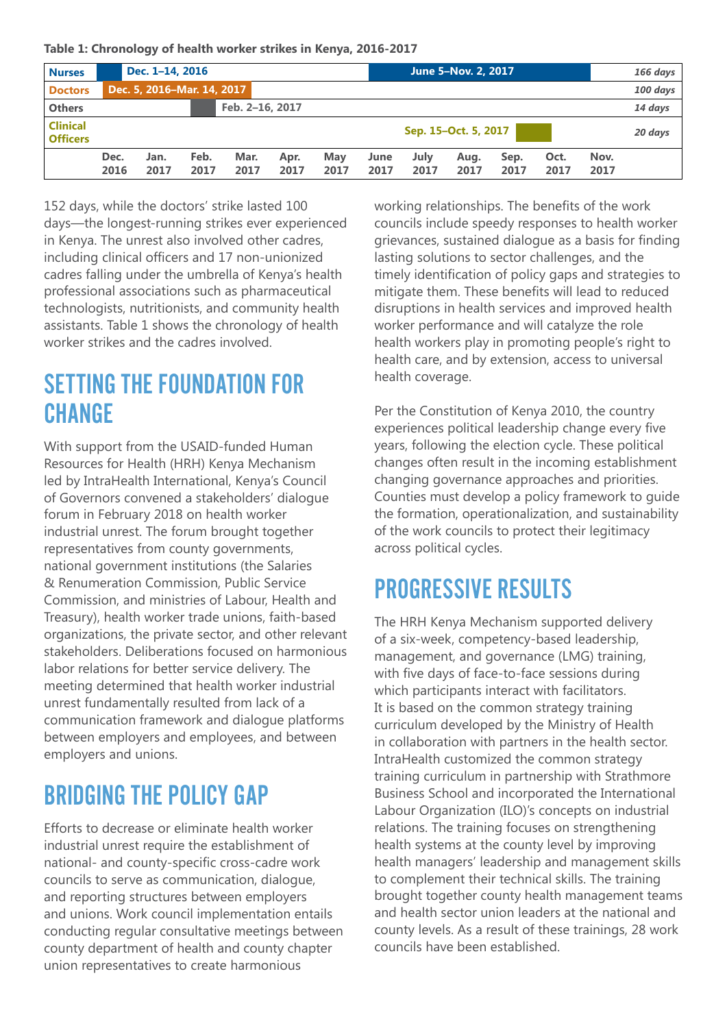**Table 1: Chronology of health worker strikes in Kenya, 2016-2017**

| | Dec. 2016 | Jan. 2017 | Feb. 2017 | Mar. 2017 | Apr. 2017 | May 2017 | June 2017 | July 2017 | Aug. 2017 | Sep. 2017 | Oct. 2017 | Nov. 2017 | |
|---|---|---|---|---|---|---|---|---|---|---|---|---|---|
| **Nurses** | Dec. 1–14, 2016 | | | | | | June 5–Nov. 2, 2017 | | | | | | *166 days* |
| **Doctors** | Dec. 5, 2016–Mar. 14, 2017 | | | | | | | | | | | | *100 days* |
| **Others** | | | Feb. 2–16, 2017 | | | | | | | | | | *14 days* |
| **Clinical Officers** | | | | | | | | | | Sep. 15–Oct. 5, 2017 | | | *20 days* |

152 days, while the doctors' strike lasted 100 days—the longest-running strikes ever experienced in Kenya. The unrest also involved other cadres, including clinical officers and 17 non-unionized cadres falling under the umbrella of Kenya's health professional associations such as pharmaceutical technologists, nutritionists, and community health assistants. Table 1 shows the chronology of health worker strikes and the cadres involved.

## SETTING THE FOUNDATION FOR CHANGE

With support from the USAID-funded Human Resources for Health (HRH) Kenya Mechanism led by IntraHealth International, Kenya's Council of Governors convened a stakeholders' dialogue forum in February 2018 on health worker industrial unrest. The forum brought together representatives from county governments, national government institutions (the Salaries & Renumeration Commission, Public Service Commission, and ministries of Labour, Health and Treasury), health worker trade unions, faith-based organizations, the private sector, and other relevant stakeholders. Deliberations focused on harmonious labor relations for better service delivery. The meeting determined that health worker industrial unrest fundamentally resulted from lack of a communication framework and dialogue platforms between employers and employees, and between employers and unions.

## BRIDGING THE POLICY GAP

Efforts to decrease or eliminate health worker industrial unrest require the establishment of national- and county-specific cross-cadre work councils to serve as communication, dialogue, and reporting structures between employers and unions. Work council implementation entails conducting regular consultative meetings between county department of health and county chapter union representatives to create harmonious working relationships. The benefits of the work councils include speedy responses to health worker grievances, sustained dialogue as a basis for finding lasting solutions to sector challenges, and the timely identification of policy gaps and strategies to mitigate them. These benefits will lead to reduced disruptions in health services and improved health worker performance and will catalyze the role health workers play in promoting people's right to health care, and by extension, access to universal health coverage.

Per the Constitution of Kenya 2010, the country experiences political leadership change every five years, following the election cycle. These political changes often result in the incoming establishment changing governance approaches and priorities. Counties must develop a policy framework to guide the formation, operationalization, and sustainability of the work councils to protect their legitimacy across political cycles.

## PROGRESSIVE RESULTS

The HRH Kenya Mechanism supported delivery of a six-week, competency-based leadership, management, and governance (LMG) training, with five days of face-to-face sessions during which participants interact with facilitators. It is based on the common strategy training curriculum developed by the Ministry of Health in collaboration with partners in the health sector. IntraHealth customized the common strategy training curriculum in partnership with Strathmore Business School and incorporated the International Labour Organization (ILO)'s concepts on industrial relations. The training focuses on strengthening health systems at the county level by improving health managers' leadership and management skills to complement their technical skills. The training brought together county health management teams and health sector union leaders at the national and county levels. As a result of these trainings, 28 work councils have been established.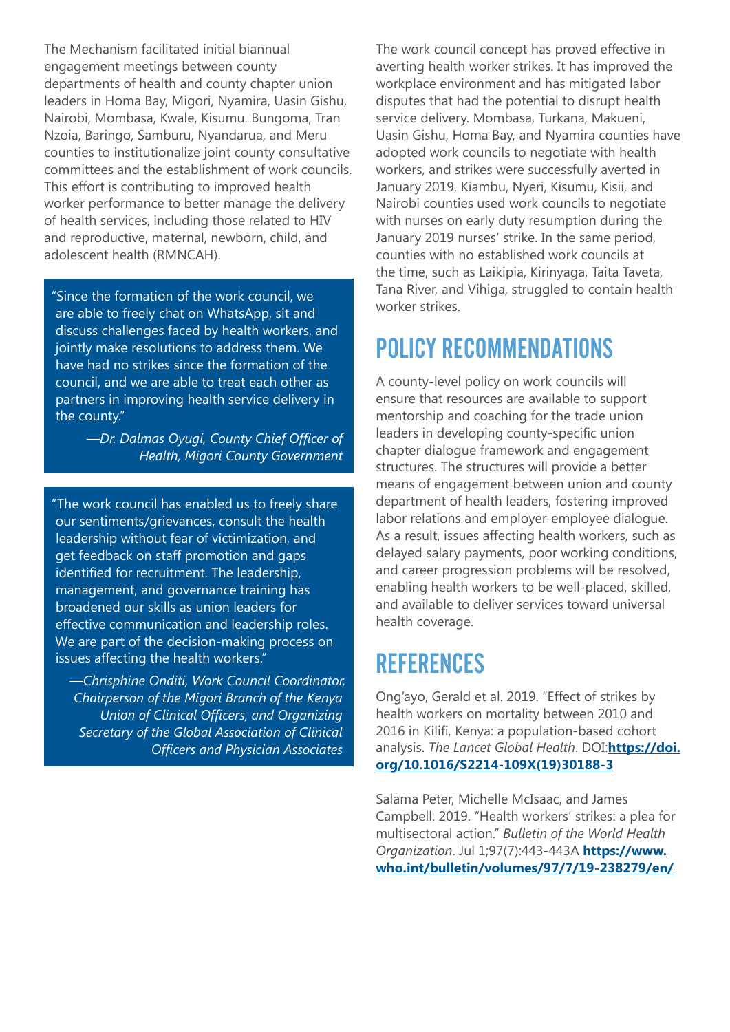The Mechanism facilitated initial biannual engagement meetings between county departments of health and county chapter union leaders in Homa Bay, Migori, Nyamira, Uasin Gishu, Nairobi, Mombasa, Kwale, Kisumu. Bungoma, Tran Nzoia, Baringo, Samburu, Nyandarua, and Meru counties to institutionalize joint county consultative committees and the establishment of work councils. This effort is contributing to improved health worker performance to better manage the delivery of health services, including those related to HIV and reproductive, maternal, newborn, child, and adolescent health (RMNCAH).

> "Since the formation of the work council, we are able to freely chat on WhatsApp, sit and discuss challenges faced by health workers, and jointly make resolutions to address them. We have had no strikes since the formation of the council, and we are able to treat each other as partners in improving health service delivery in the county."
>
> *—Dr. Dalmas Oyugi, County Chief Officer of Health, Migori County Government*

> "The work council has enabled us to freely share our sentiments/grievances, consult the health leadership without fear of victimization, and get feedback on staff promotion and gaps identified for recruitment. The leadership, management, and governance training has broadened our skills as union leaders for effective communication and leadership roles. We are part of the decision-making process on issues affecting the health workers."
>
> *—Chrisphine Onditi, Work Council Coordinator, Chairperson of the Migori Branch of the Kenya Union of Clinical Officers, and Organizing Secretary of the Global Association of Clinical Officers and Physician Associates*

The work council concept has proved effective in averting health worker strikes. It has improved the workplace environment and has mitigated labor disputes that had the potential to disrupt health service delivery. Mombasa, Turkana, Makueni, Uasin Gishu, Homa Bay, and Nyamira counties have adopted work councils to negotiate with health workers, and strikes were successfully averted in January 2019. Kiambu, Nyeri, Kisumu, Kisii, and Nairobi counties used work councils to negotiate with nurses on early duty resumption during the January 2019 nurses' strike. In the same period, counties with no established work councils at the time, such as Laikipia, Kirinyaga, Taita Taveta, Tana River, and Vihiga, struggled to contain health worker strikes.

## POLICY RECOMMENDATIONS

A county-level policy on work councils will ensure that resources are available to support mentorship and coaching for the trade union leaders in developing county-specific union chapter dialogue framework and engagement structures. The structures will provide a better means of engagement between union and county department of health leaders, fostering improved labor relations and employer-employee dialogue. As a result, issues affecting health workers, such as delayed salary payments, poor working conditions, and career progression problems will be resolved, enabling health workers to be well-placed, skilled, and available to deliver services toward universal health coverage.

## REFERENCES

Ong'ayo, Gerald et al. 2019. "Effect of strikes by health workers on mortality between 2010 and 2016 in Kilifi, Kenya: a population-based cohort analysis. *The Lancet Global Health*. DOI:**https://doi.org/10.1016/S2214-109X(19)30188-3**

Salama Peter, Michelle McIsaac, and James Campbell. 2019. "Health workers' strikes: a plea for multisectoral action." *Bulletin of the World Health Organization*. Jul 1;97(7):443-443A **https://www.who.int/bulletin/volumes/97/7/19-238279/en/**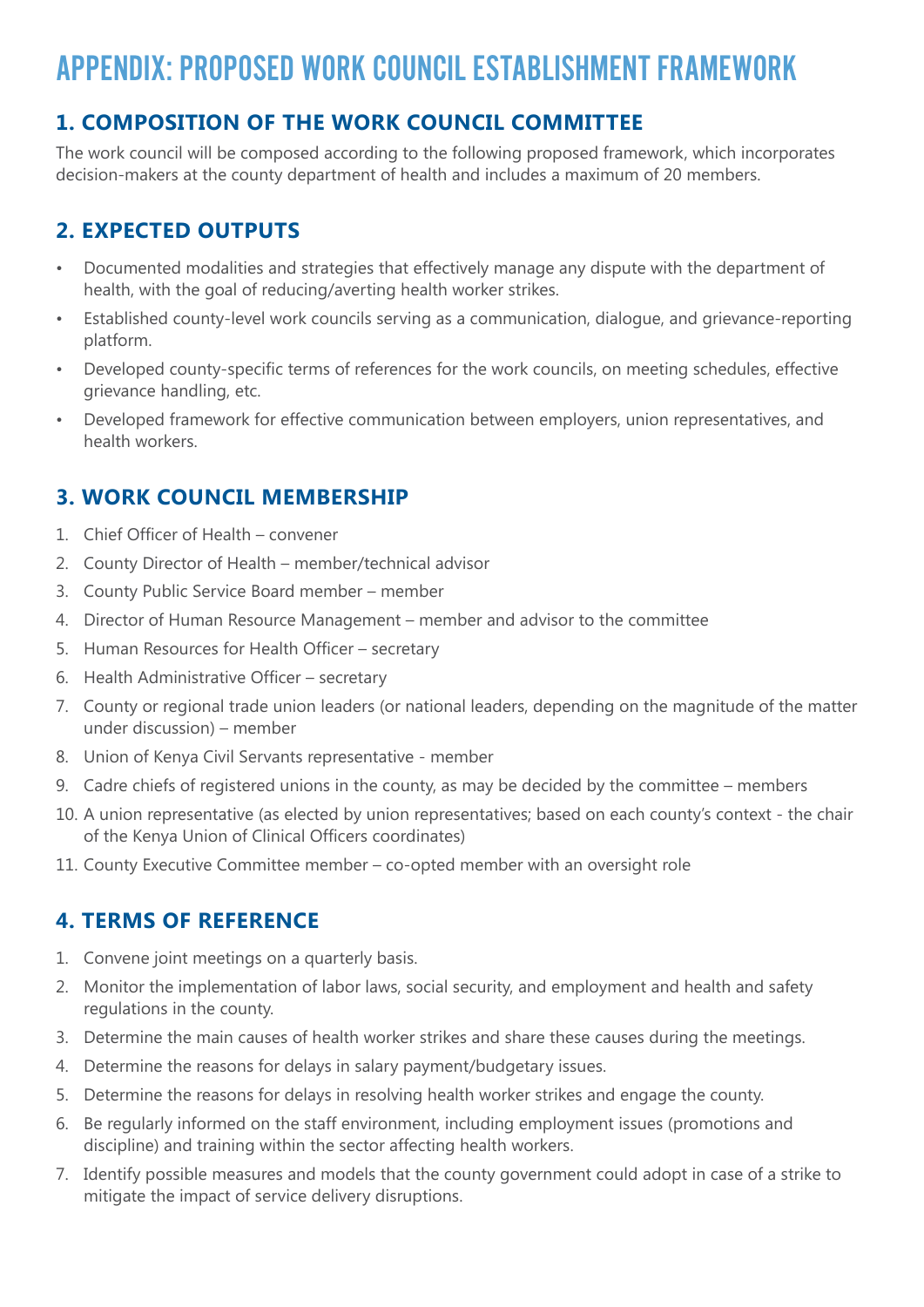# APPENDIX: PROPOSED WORK COUNCIL ESTABLISHMENT FRAMEWORK

## 1. COMPOSITION OF THE WORK COUNCIL COMMITTEE

The work council will be composed according to the following proposed framework, which incorporates decision-makers at the county department of health and includes a maximum of 20 members.

## 2. EXPECTED OUTPUTS

- Documented modalities and strategies that effectively manage any dispute with the department of health, with the goal of reducing/averting health worker strikes.
- Established county-level work councils serving as a communication, dialogue, and grievance-reporting platform.
- Developed county-specific terms of references for the work councils, on meeting schedules, effective grievance handling, etc.
- Developed framework for effective communication between employers, union representatives, and health workers.

## 3. WORK COUNCIL MEMBERSHIP

1. Chief Officer of Health – convener
2. County Director of Health – member/technical advisor
3. County Public Service Board member – member
4. Director of Human Resource Management – member and advisor to the committee
5. Human Resources for Health Officer – secretary
6. Health Administrative Officer – secretary
7. County or regional trade union leaders (or national leaders, depending on the magnitude of the matter under discussion) – member
8. Union of Kenya Civil Servants representative - member
9. Cadre chiefs of registered unions in the county, as may be decided by the committee – members
10. A union representative (as elected by union representatives; based on each county's context - the chair of the Kenya Union of Clinical Officers coordinates)
11. County Executive Committee member – co-opted member with an oversight role

## 4. TERMS OF REFERENCE

1. Convene joint meetings on a quarterly basis.
2. Monitor the implementation of labor laws, social security, and employment and health and safety regulations in the county.
3. Determine the main causes of health worker strikes and share these causes during the meetings.
4. Determine the reasons for delays in salary payment/budgetary issues.
5. Determine the reasons for delays in resolving health worker strikes and engage the county.
6. Be regularly informed on the staff environment, including employment issues (promotions and discipline) and training within the sector affecting health workers.
7. Identify possible measures and models that the county government could adopt in case of a strike to mitigate the impact of service delivery disruptions.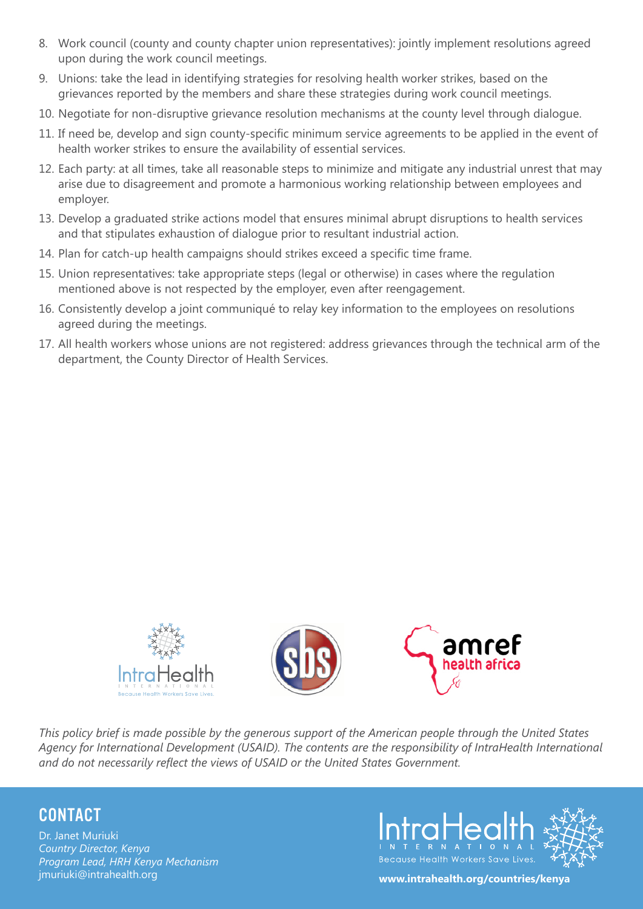8. Work council (county and county chapter union representatives): jointly implement resolutions agreed upon during the work council meetings.
9. Unions: take the lead in identifying strategies for resolving health worker strikes, based on the grievances reported by the members and share these strategies during work council meetings.
10. Negotiate for non-disruptive grievance resolution mechanisms at the county level through dialogue.
11. If need be, develop and sign county-specific minimum service agreements to be applied in the event of health worker strikes to ensure the availability of essential services.
12. Each party: at all times, take all reasonable steps to minimize and mitigate any industrial unrest that may arise due to disagreement and promote a harmonious working relationship between employees and employer.
13. Develop a graduated strike actions model that ensures minimal abrupt disruptions to health services and that stipulates exhaustion of dialogue prior to resultant industrial action.
14. Plan for catch-up health campaigns should strikes exceed a specific time frame.
15. Union representatives: take appropriate steps (legal or otherwise) in cases where the regulation mentioned above is not respected by the employer, even after reengagement.
16. Consistently develop a joint communiqué to relay key information to the employees on resolutions agreed during the meetings.
17. All health workers whose unions are not registered: address grievances through the technical arm of the department, the County Director of Health Services.

*This policy brief is made possible by the generous support of the American people through the United States Agency for International Development (USAID). The contents are the responsibility of IntraHealth International and do not necessarily reflect the views of USAID or the United States Government.*

## CONTACT

Dr. Janet Muriuki
*Country Director, Kenya*
*Program Lead, HRH Kenya Mechanism*
jmuriuki@intrahealth.org

IntraHealth International
Because Health Workers Save Lives.

**www.intrahealth.org/countries/kenya**